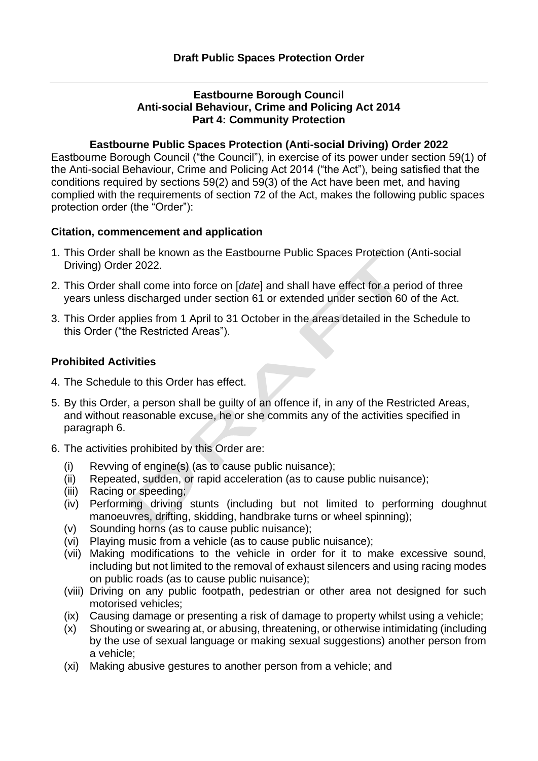# Draft Public Spaces Protection Order

---

**Eastbourne Borough Council**
**Anti-social Behaviour, Crime and Policing Act 2014**
**Part 4: Community Protection**

### Eastbourne Public Spaces Protection (Anti-social Driving) Order 2022

Eastbourne Borough Council ("the Council"), in exercise of its power under section 59(1) of the Anti-social Behaviour, Crime and Policing Act 2014 ("the Act"), being satisfied that the conditions required by sections 59(2) and 59(3) of the Act have been met, and having complied with the requirements of section 72 of the Act, makes the following public spaces protection order (the "Order"):

### Citation, commencement and application

1. This Order shall be known as the Eastbourne Public Spaces Protection (Anti-social Driving) Order 2022.
2. This Order shall come into force on [*date*] and shall have effect for a period of three years unless discharged under section 61 or extended under section 60 of the Act.
3. This Order applies from 1 April to 31 October in the areas detailed in the Schedule to this Order ("the Restricted Areas").

### Prohibited Activities

4. The Schedule to this Order has effect.
5. By this Order, a person shall be guilty of an offence if, in any of the Restricted Areas, and without reasonable excuse, he or she commits any of the activities specified in paragraph 6.
6. The activities prohibited by this Order are:
   (i) Revving of engine(s) (as to cause public nuisance);
   (ii) Repeated, sudden, or rapid acceleration (as to cause public nuisance);
   (iii) Racing or speeding;
   (iv) Performing driving stunts (including but not limited to performing doughnut manoeuvres, drifting, skidding, handbrake turns or wheel spinning);
   (v) Sounding horns (as to cause public nuisance);
   (vi) Playing music from a vehicle (as to cause public nuisance);
   (vii) Making modifications to the vehicle in order for it to make excessive sound, including but not limited to the removal of exhaust silencers and using racing modes on public roads (as to cause public nuisance);
   (viii) Driving on any public footpath, pedestrian or other area not designed for such motorised vehicles;
   (ix) Causing damage or presenting a risk of damage to property whilst using a vehicle;
   (x) Shouting or swearing at, or abusing, threatening, or otherwise intimidating (including by the use of sexual language or making sexual suggestions) another person from a vehicle;
   (xi) Making abusive gestures to another person from a vehicle; and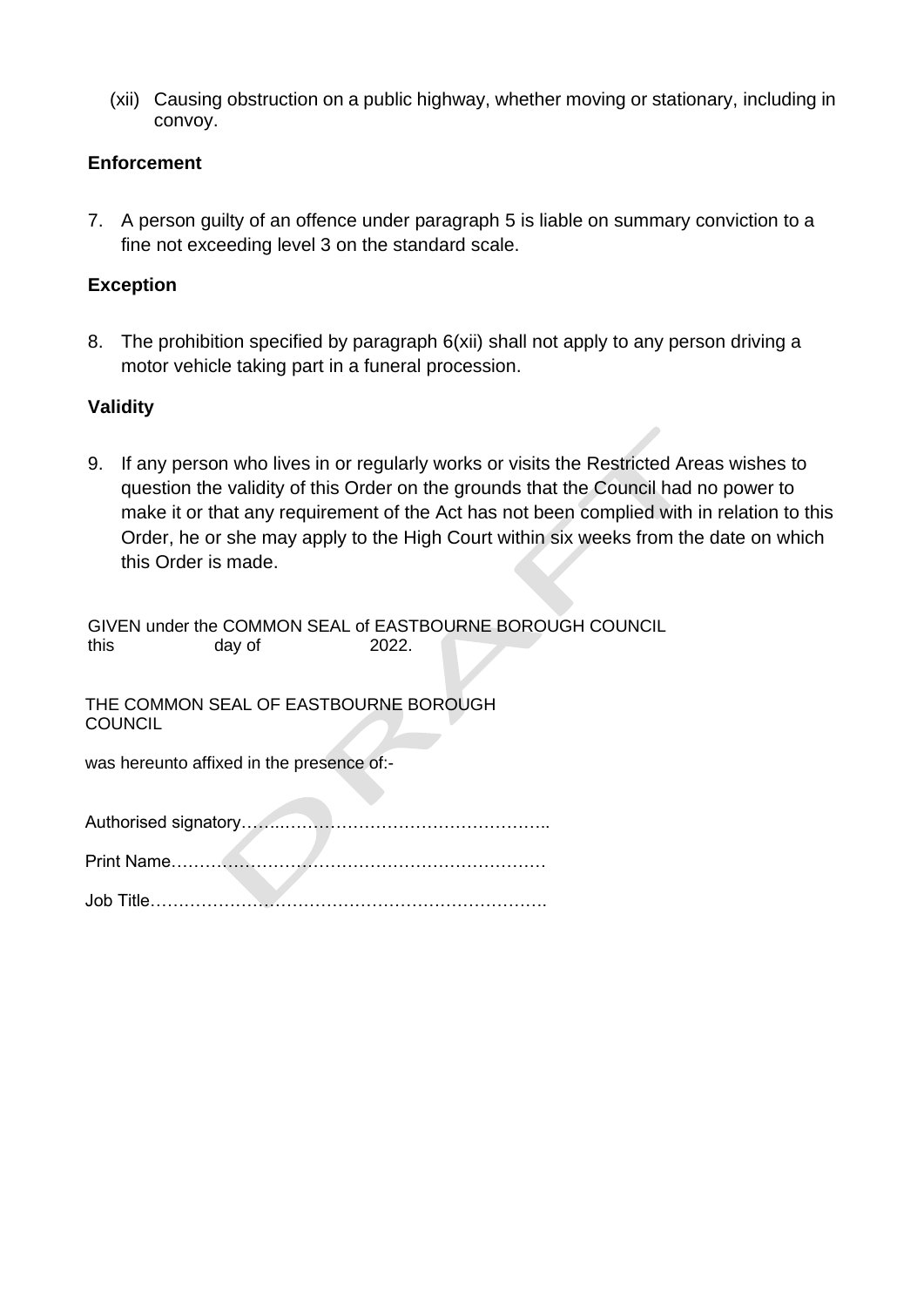(xii) Causing obstruction on a public highway, whether moving or stationary, including in convoy.

**Enforcement**

7. A person guilty of an offence under paragraph 5 is liable on summary conviction to a fine not exceeding level 3 on the standard scale.

**Exception**

8. The prohibition specified by paragraph 6(xii) shall not apply to any person driving a motor vehicle taking part in a funeral procession.

**Validity**

9. If any person who lives in or regularly works or visits the Restricted Areas wishes to question the validity of this Order on the grounds that the Council had no power to make it or that any requirement of the Act has not been complied with in relation to this Order, he or she may apply to the High Court within six weeks from the date on which this Order is made.

GIVEN under the COMMON SEAL of EASTBOURNE BOROUGH COUNCIL
this day of 2022.

THE COMMON SEAL OF EASTBOURNE BOROUGH COUNCIL

was hereunto affixed in the presence of:-

Authorised signatory……………………………………………..

Print Name…………………………………………………………

Job Title…………………………………………………………….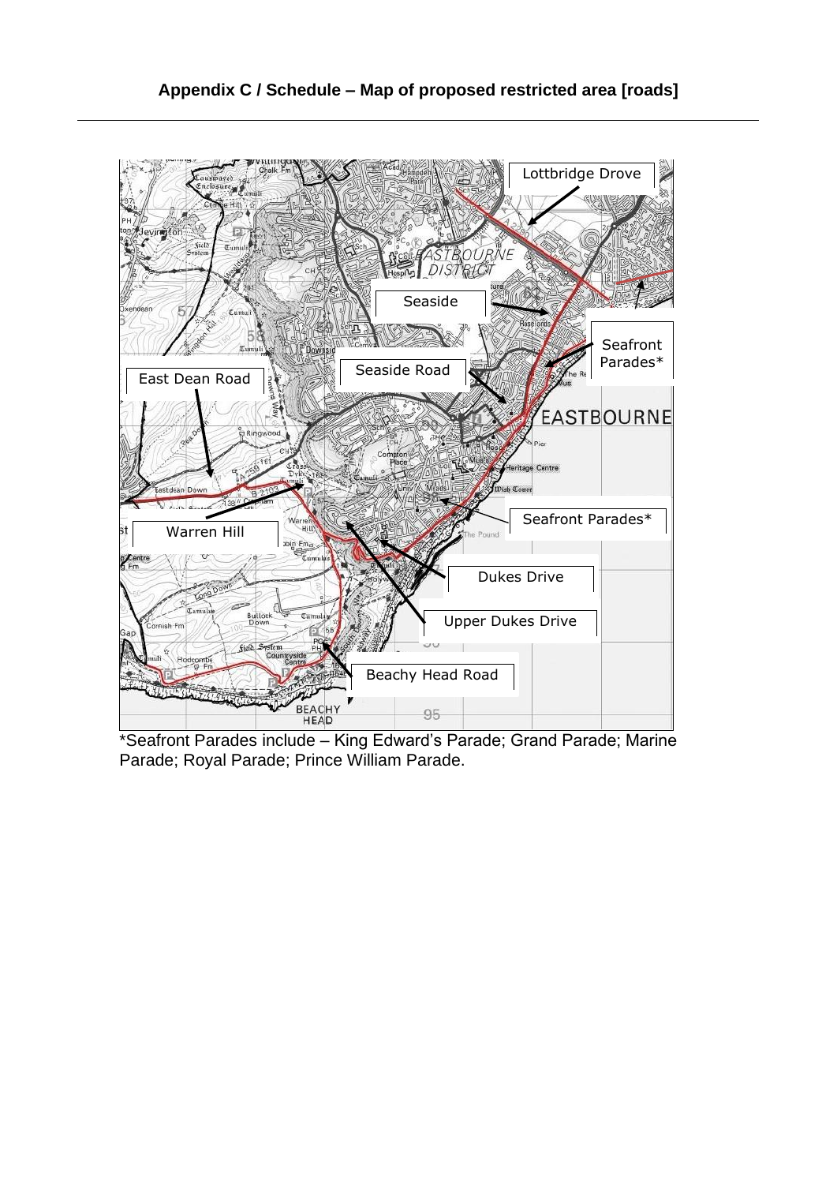**Appendix C / Schedule – Map of proposed restricted area [roads]**

---

Lottbridge Drove

Seaside

Seafront Parades*

Seaside Road

East Dean Road

EASTBOURNE

Seafront Parades*

Warren Hill

Dukes Drive

Upper Dukes Drive

Beachy Head Road

BEACHY HEAD

*Seafront Parades include – King Edward's Parade; Grand Parade; Marine Parade; Royal Parade; Prince William Parade.